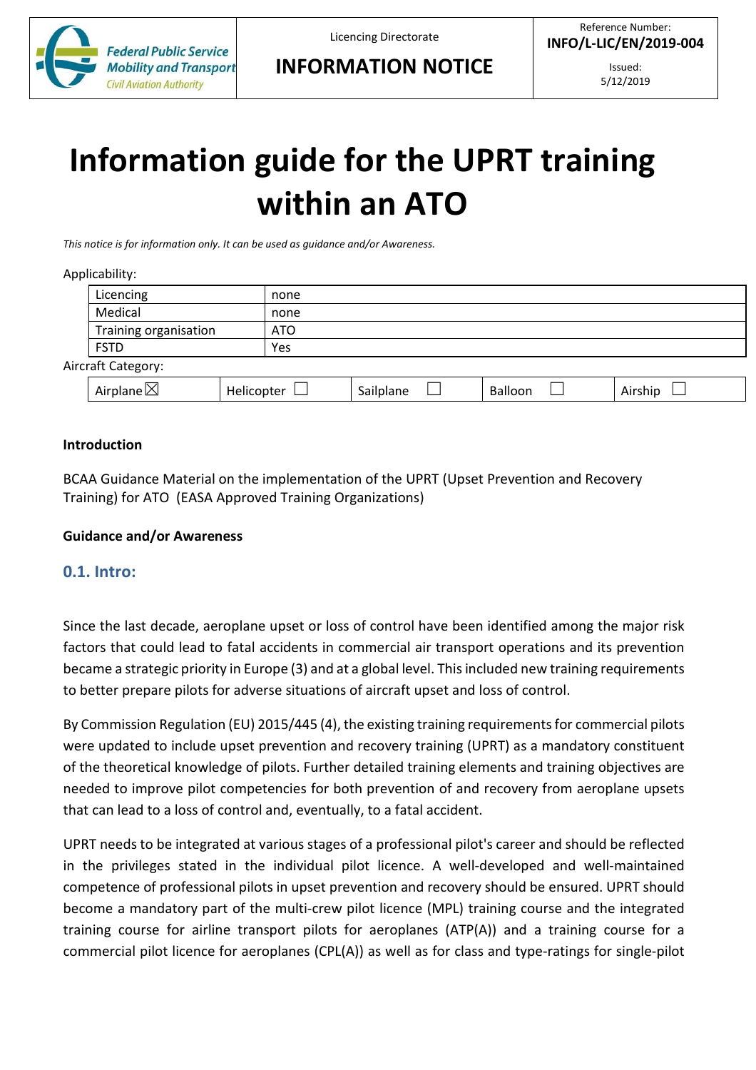| Federal Public Service Mobility and Transport Civil Aviation Authority | Licencing Directorate **INFORMATION NOTICE** | Reference Number: **INFO/L-LIC/EN/2019-004** Issued: 5/12/2019 |
|---|---|---|

# Information guide for the UPRT training within an ATO

*This notice is for information only. It can be used as guidance and/or Awareness.*

Applicability:

| Licencing | none |
|---|---|
| Medical | none |
| Training organisation | ATO |
| FSTD | Yes |

Aircraft Category:

| Airplane ☒ | Helicopter ☐ | Sailplane ☐ | Balloon ☐ | Airship ☐ |
|---|---|---|---|---|

**Introduction**

BCAA Guidance Material on the implementation of the UPRT (Upset Prevention and Recovery Training) for ATO (EASA Approved Training Organizations)

**Guidance and/or Awareness**

## 0.1. Intro:

Since the last decade, aeroplane upset or loss of control have been identified among the major risk factors that could lead to fatal accidents in commercial air transport operations and its prevention became a strategic priority in Europe (3) and at a global level. This included new training requirements to better prepare pilots for adverse situations of aircraft upset and loss of control.

By Commission Regulation (EU) 2015/445 (4), the existing training requirements for commercial pilots were updated to include upset prevention and recovery training (UPRT) as a mandatory constituent of the theoretical knowledge of pilots. Further detailed training elements and training objectives are needed to improve pilot competencies for both prevention of and recovery from aeroplane upsets that can lead to a loss of control and, eventually, to a fatal accident.

UPRT needs to be integrated at various stages of a professional pilot's career and should be reflected in the privileges stated in the individual pilot licence. A well-developed and well-maintained competence of professional pilots in upset prevention and recovery should be ensured. UPRT should become a mandatory part of the multi-crew pilot licence (MPL) training course and the integrated training course for airline transport pilots for aeroplanes (ATP(A)) and a training course for a commercial pilot licence for aeroplanes (CPL(A)) as well as for class and type-ratings for single-pilot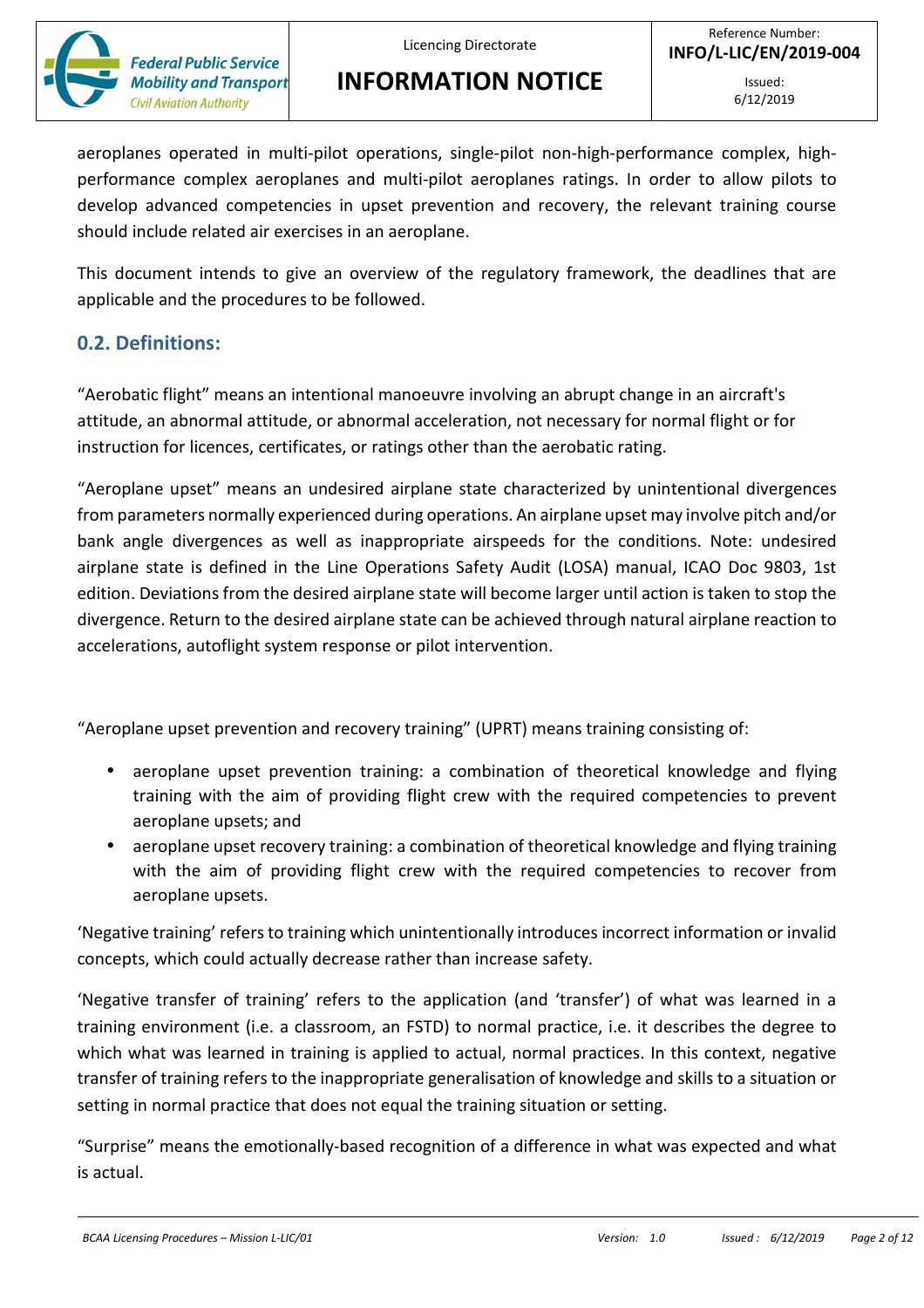aeroplanes operated in multi-pilot operations, single-pilot non-high-performance complex, high-performance complex aeroplanes and multi-pilot aeroplanes ratings. In order to allow pilots to develop advanced competencies in upset prevention and recovery, the relevant training course should include related air exercises in an aeroplane.

This document intends to give an overview of the regulatory framework, the deadlines that are applicable and the procedures to be followed.

## 0.2. Definitions:

"Aerobatic flight" means an intentional manoeuvre involving an abrupt change in an aircraft's attitude, an abnormal attitude, or abnormal acceleration, not necessary for normal flight or for instruction for licences, certificates, or ratings other than the aerobatic rating.

"Aeroplane upset" means an undesired airplane state characterized by unintentional divergences from parameters normally experienced during operations. An airplane upset may involve pitch and/or bank angle divergences as well as inappropriate airspeeds for the conditions. Note: undesired airplane state is defined in the Line Operations Safety Audit (LOSA) manual, ICAO Doc 9803, 1st edition. Deviations from the desired airplane state will become larger until action is taken to stop the divergence. Return to the desired airplane state can be achieved through natural airplane reaction to accelerations, autoflight system response or pilot intervention.

"Aeroplane upset prevention and recovery training" (UPRT) means training consisting of:

- aeroplane upset prevention training: a combination of theoretical knowledge and flying training with the aim of providing flight crew with the required competencies to prevent aeroplane upsets; and
- aeroplane upset recovery training: a combination of theoretical knowledge and flying training with the aim of providing flight crew with the required competencies to recover from aeroplane upsets.

'Negative training' refers to training which unintentionally introduces incorrect information or invalid concepts, which could actually decrease rather than increase safety.

'Negative transfer of training' refers to the application (and 'transfer') of what was learned in a training environment (i.e. a classroom, an FSTD) to normal practice, i.e. it describes the degree to which what was learned in training is applied to actual, normal practices. In this context, negative transfer of training refers to the inappropriate generalisation of knowledge and skills to a situation or setting in normal practice that does not equal the training situation or setting.

"Surprise" means the emotionally-based recognition of a difference in what was expected and what is actual.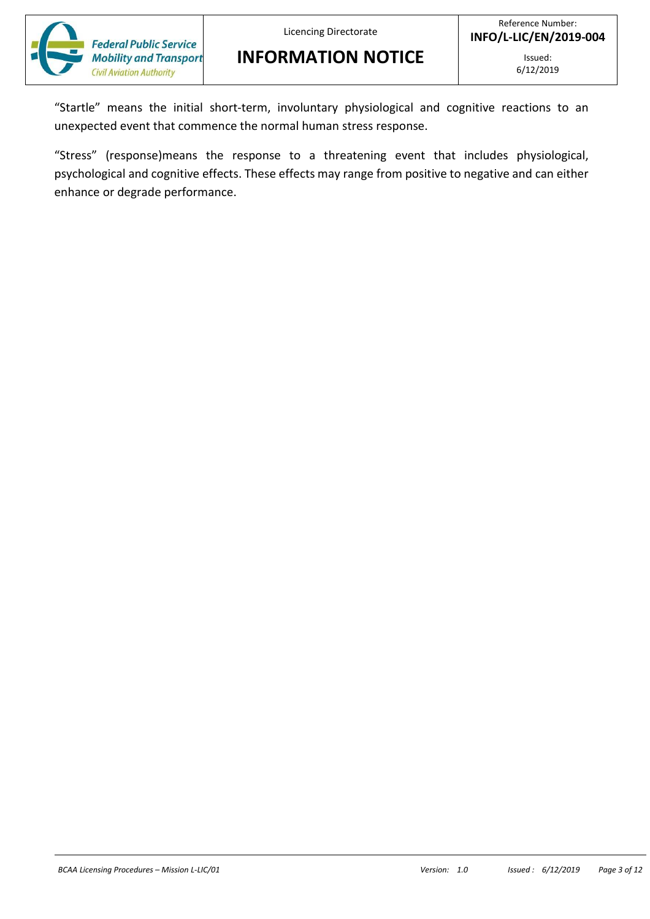"Startle" means the initial short-term, involuntary physiological and cognitive reactions to an unexpected event that commence the normal human stress response.

"Stress" (response)means the response to a threatening event that includes physiological, psychological and cognitive effects. These effects may range from positive to negative and can either enhance or degrade performance.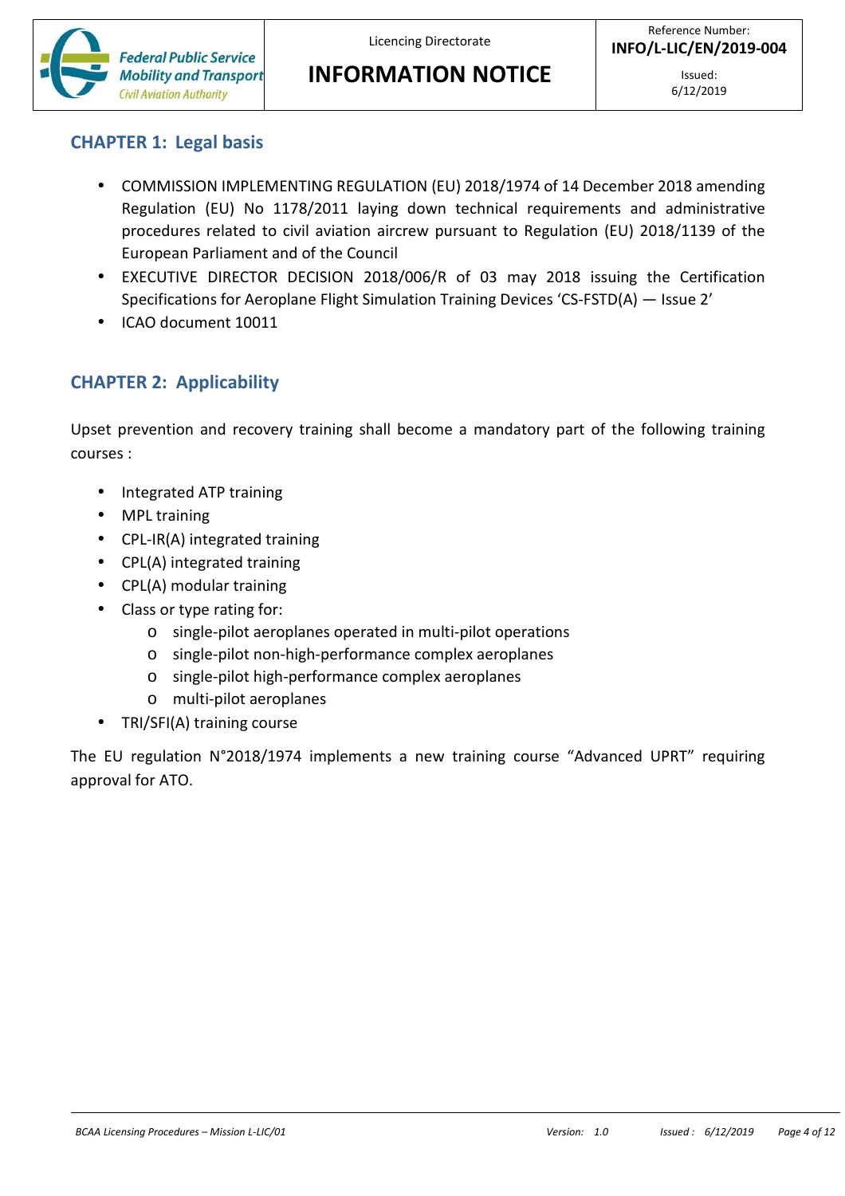## CHAPTER 1: Legal basis

- COMMISSION IMPLEMENTING REGULATION (EU) 2018/1974 of 14 December 2018 amending Regulation (EU) No 1178/2011 laying down technical requirements and administrative procedures related to civil aviation aircrew pursuant to Regulation (EU) 2018/1139 of the European Parliament and of the Council
- EXECUTIVE DIRECTOR DECISION 2018/006/R of 03 may 2018 issuing the Certification Specifications for Aeroplane Flight Simulation Training Devices 'CS-FSTD(A) — Issue 2'
- ICAO document 10011

## CHAPTER 2: Applicability

Upset prevention and recovery training shall become a mandatory part of the following training courses :

- Integrated ATP training
- MPL training
- CPL-IR(A) integrated training
- CPL(A) integrated training
- CPL(A) modular training
- Class or type rating for:
  - single-pilot aeroplanes operated in multi-pilot operations
  - single-pilot non-high-performance complex aeroplanes
  - single-pilot high-performance complex aeroplanes
  - multi-pilot aeroplanes
- TRI/SFI(A) training course

The EU regulation N°2018/1974 implements a new training course "Advanced UPRT" requiring approval for ATO.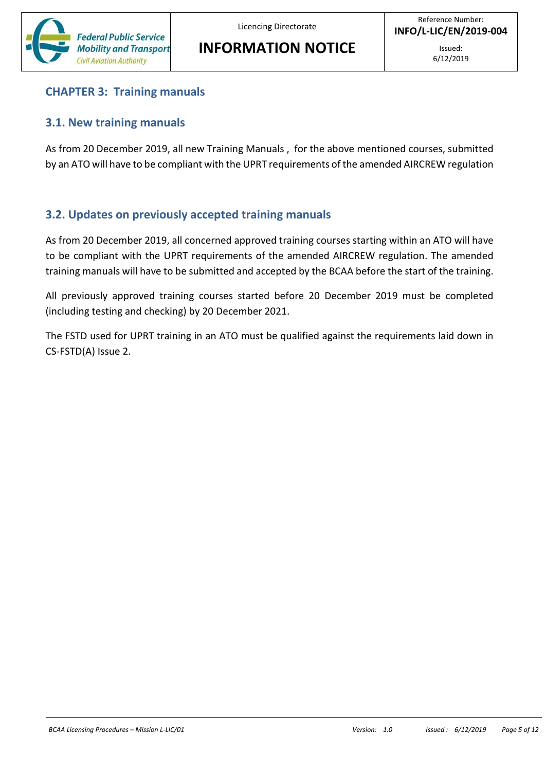## CHAPTER 3: Training manuals

### 3.1. New training manuals

As from 20 December 2019, all new Training Manuals , for the above mentioned courses, submitted by an ATO will have to be compliant with the UPRT requirements of the amended AIRCREW regulation

### 3.2. Updates on previously accepted training manuals

As from 20 December 2019, all concerned approved training courses starting within an ATO will have to be compliant with the UPRT requirements of the amended AIRCREW regulation. The amended training manuals will have to be submitted and accepted by the BCAA before the start of the training.

All previously approved training courses started before 20 December 2019 must be completed (including testing and checking) by 20 December 2021.

The FSTD used for UPRT training in an ATO must be qualified against the requirements laid down in CS-FSTD(A) Issue 2.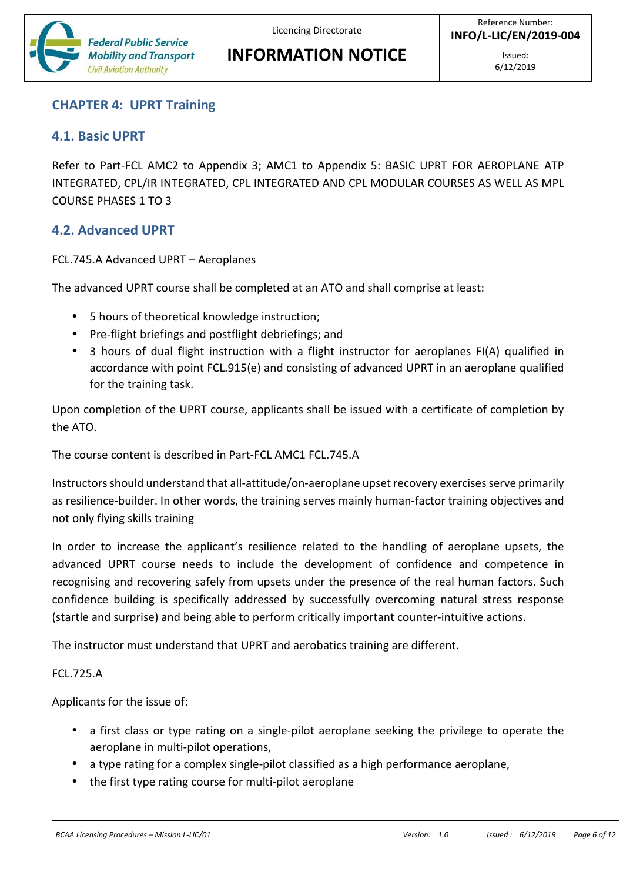## CHAPTER 4: UPRT Training

### 4.1. Basic UPRT

Refer to Part-FCL AMC2 to Appendix 3; AMC1 to Appendix 5: BASIC UPRT FOR AEROPLANE ATP INTEGRATED, CPL/IR INTEGRATED, CPL INTEGRATED AND CPL MODULAR COURSES AS WELL AS MPL COURSE PHASES 1 TO 3

### 4.2. Advanced UPRT

FCL.745.A Advanced UPRT – Aeroplanes

The advanced UPRT course shall be completed at an ATO and shall comprise at least:

- 5 hours of theoretical knowledge instruction;
- Pre-flight briefings and postflight debriefings; and
- 3 hours of dual flight instruction with a flight instructor for aeroplanes FI(A) qualified in accordance with point FCL.915(e) and consisting of advanced UPRT in an aeroplane qualified for the training task.

Upon completion of the UPRT course, applicants shall be issued with a certificate of completion by the ATO.

The course content is described in Part-FCL AMC1 FCL.745.A

Instructors should understand that all-attitude/on-aeroplane upset recovery exercises serve primarily as resilience-builder. In other words, the training serves mainly human-factor training objectives and not only flying skills training

In order to increase the applicant's resilience related to the handling of aeroplane upsets, the advanced UPRT course needs to include the development of confidence and competence in recognising and recovering safely from upsets under the presence of the real human factors. Such confidence building is specifically addressed by successfully overcoming natural stress response (startle and surprise) and being able to perform critically important counter-intuitive actions.

The instructor must understand that UPRT and aerobatics training are different.

FCL.725.A

Applicants for the issue of:

- a first class or type rating on a single-pilot aeroplane seeking the privilege to operate the aeroplane in multi-pilot operations,
- a type rating for a complex single-pilot classified as a high performance aeroplane,
- the first type rating course for multi-pilot aeroplane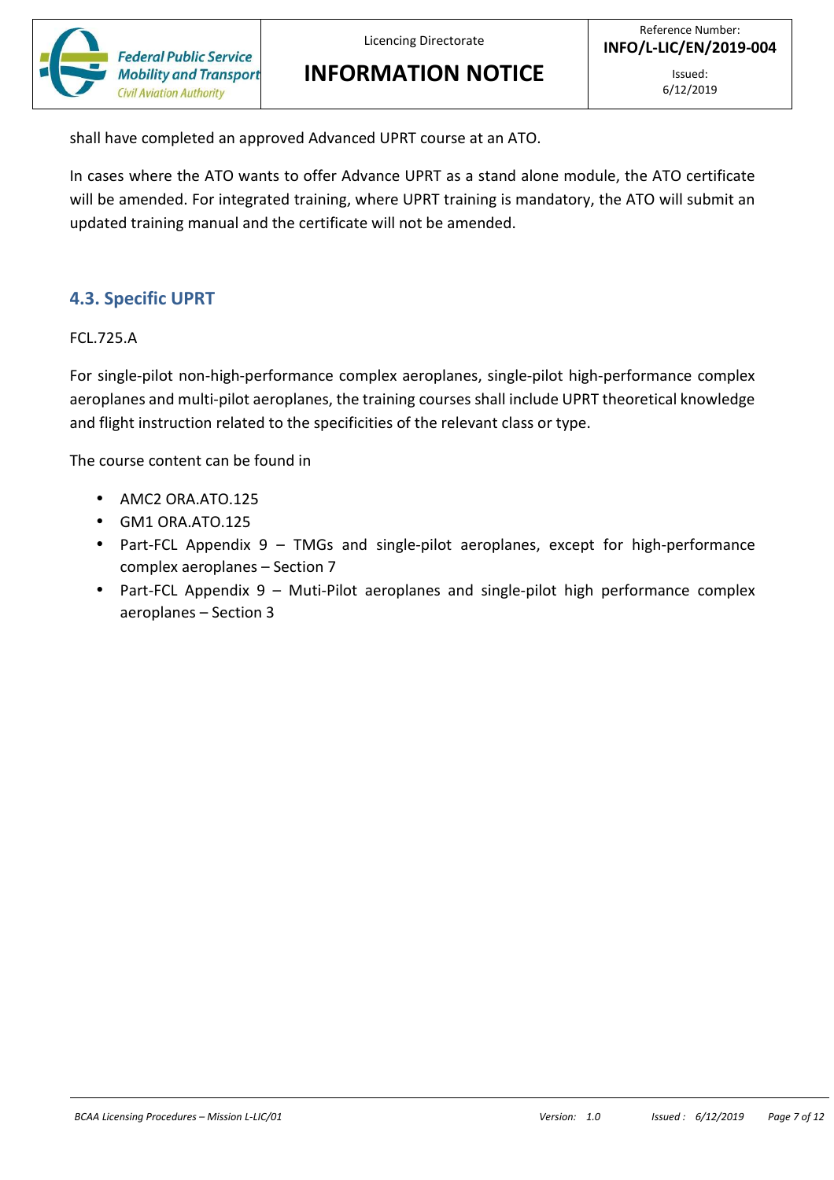shall have completed an approved Advanced UPRT course at an ATO.

In cases where the ATO wants to offer Advance UPRT as a stand alone module, the ATO certificate will be amended. For integrated training, where UPRT training is mandatory, the ATO will submit an updated training manual and the certificate will not be amended.

## 4.3. Specific UPRT

FCL.725.A

For single-pilot non-high-performance complex aeroplanes, single-pilot high-performance complex aeroplanes and multi-pilot aeroplanes, the training courses shall include UPRT theoretical knowledge and flight instruction related to the specificities of the relevant class or type.

The course content can be found in

- AMC2 ORA.ATO.125
- GM1 ORA.ATO.125
- Part-FCL Appendix 9 – TMGs and single-pilot aeroplanes, except for high-performance complex aeroplanes – Section 7
- Part-FCL Appendix 9 – Muti-Pilot aeroplanes and single-pilot high performance complex aeroplanes – Section 3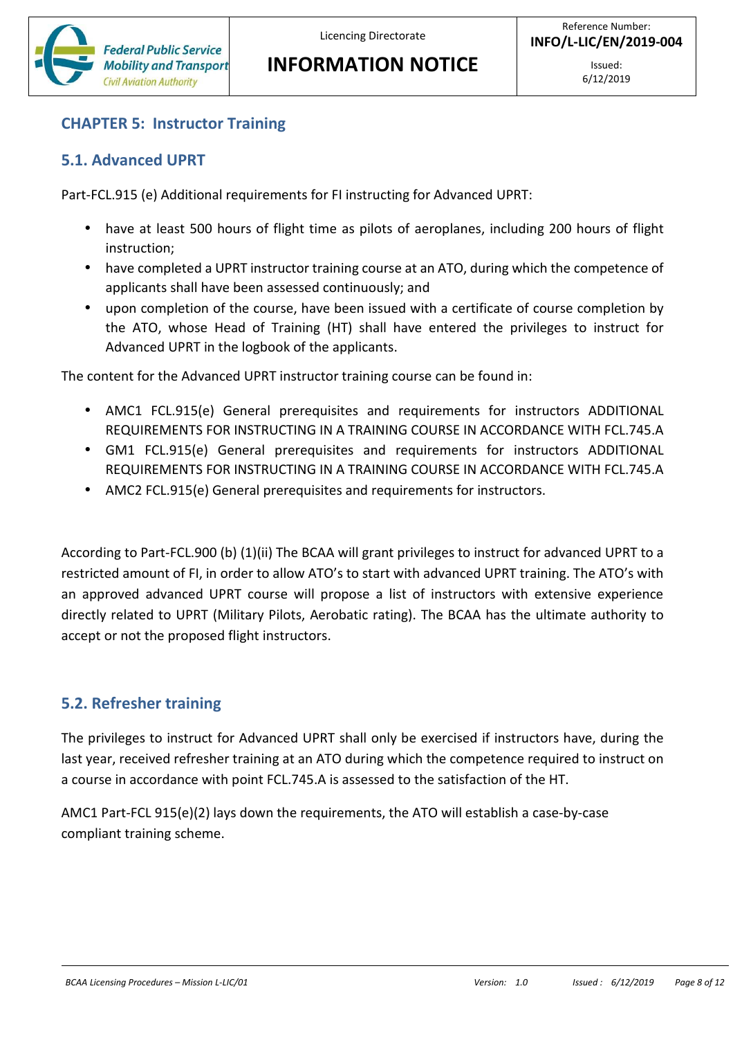## CHAPTER 5: Instructor Training

### 5.1. Advanced UPRT

Part-FCL.915 (e) Additional requirements for FI instructing for Advanced UPRT:

- have at least 500 hours of flight time as pilots of aeroplanes, including 200 hours of flight instruction;
- have completed a UPRT instructor training course at an ATO, during which the competence of applicants shall have been assessed continuously; and
- upon completion of the course, have been issued with a certificate of course completion by the ATO, whose Head of Training (HT) shall have entered the privileges to instruct for Advanced UPRT in the logbook of the applicants.

The content for the Advanced UPRT instructor training course can be found in:

- AMC1 FCL.915(e) General prerequisites and requirements for instructors ADDITIONAL REQUIREMENTS FOR INSTRUCTING IN A TRAINING COURSE IN ACCORDANCE WITH FCL.745.A
- GM1 FCL.915(e) General prerequisites and requirements for instructors ADDITIONAL REQUIREMENTS FOR INSTRUCTING IN A TRAINING COURSE IN ACCORDANCE WITH FCL.745.A
- AMC2 FCL.915(e) General prerequisites and requirements for instructors.

According to Part-FCL.900 (b) (1)(ii) The BCAA will grant privileges to instruct for advanced UPRT to a restricted amount of FI, in order to allow ATO's to start with advanced UPRT training. The ATO's with an approved advanced UPRT course will propose a list of instructors with extensive experience directly related to UPRT (Military Pilots, Aerobatic rating). The BCAA has the ultimate authority to accept or not the proposed flight instructors.

### 5.2. Refresher training

The privileges to instruct for Advanced UPRT shall only be exercised if instructors have, during the last year, received refresher training at an ATO during which the competence required to instruct on a course in accordance with point FCL.745.A is assessed to the satisfaction of the HT.

AMC1 Part-FCL 915(e)(2) lays down the requirements, the ATO will establish a case-by-case compliant training scheme.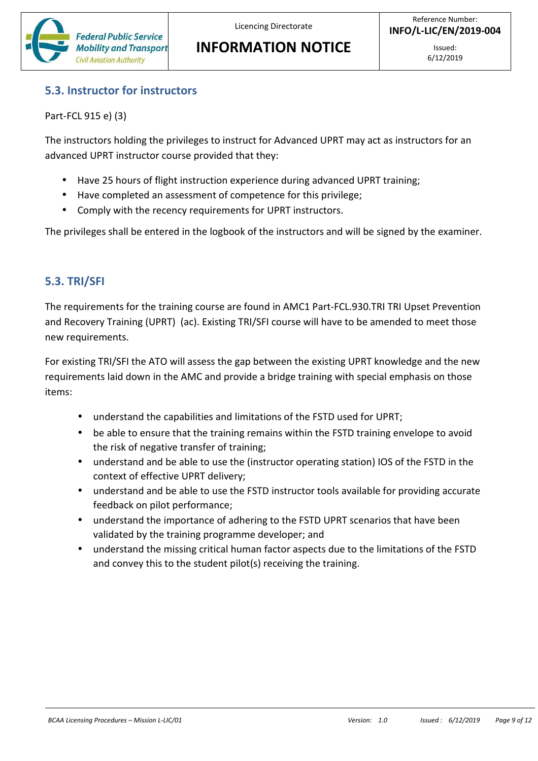## 5.3. Instructor for instructors

Part-FCL 915 e) (3)

The instructors holding the privileges to instruct for Advanced UPRT may act as instructors for an advanced UPRT instructor course provided that they:

- Have 25 hours of flight instruction experience during advanced UPRT training;
- Have completed an assessment of competence for this privilege;
- Comply with the recency requirements for UPRT instructors.

The privileges shall be entered in the logbook of the instructors and will be signed by the examiner.

## 5.3. TRI/SFI

The requirements for the training course are found in AMC1 Part-FCL.930.TRI TRI Upset Prevention and Recovery Training (UPRT) (ac). Existing TRI/SFI course will have to be amended to meet those new requirements.

For existing TRI/SFI the ATO will assess the gap between the existing UPRT knowledge and the new requirements laid down in the AMC and provide a bridge training with special emphasis on those items:

- understand the capabilities and limitations of the FSTD used for UPRT;
- be able to ensure that the training remains within the FSTD training envelope to avoid the risk of negative transfer of training;
- understand and be able to use the (instructor operating station) IOS of the FSTD in the context of effective UPRT delivery;
- understand and be able to use the FSTD instructor tools available for providing accurate feedback on pilot performance;
- understand the importance of adhering to the FSTD UPRT scenarios that have been validated by the training programme developer; and
- understand the missing critical human factor aspects due to the limitations of the FSTD and convey this to the student pilot(s) receiving the training.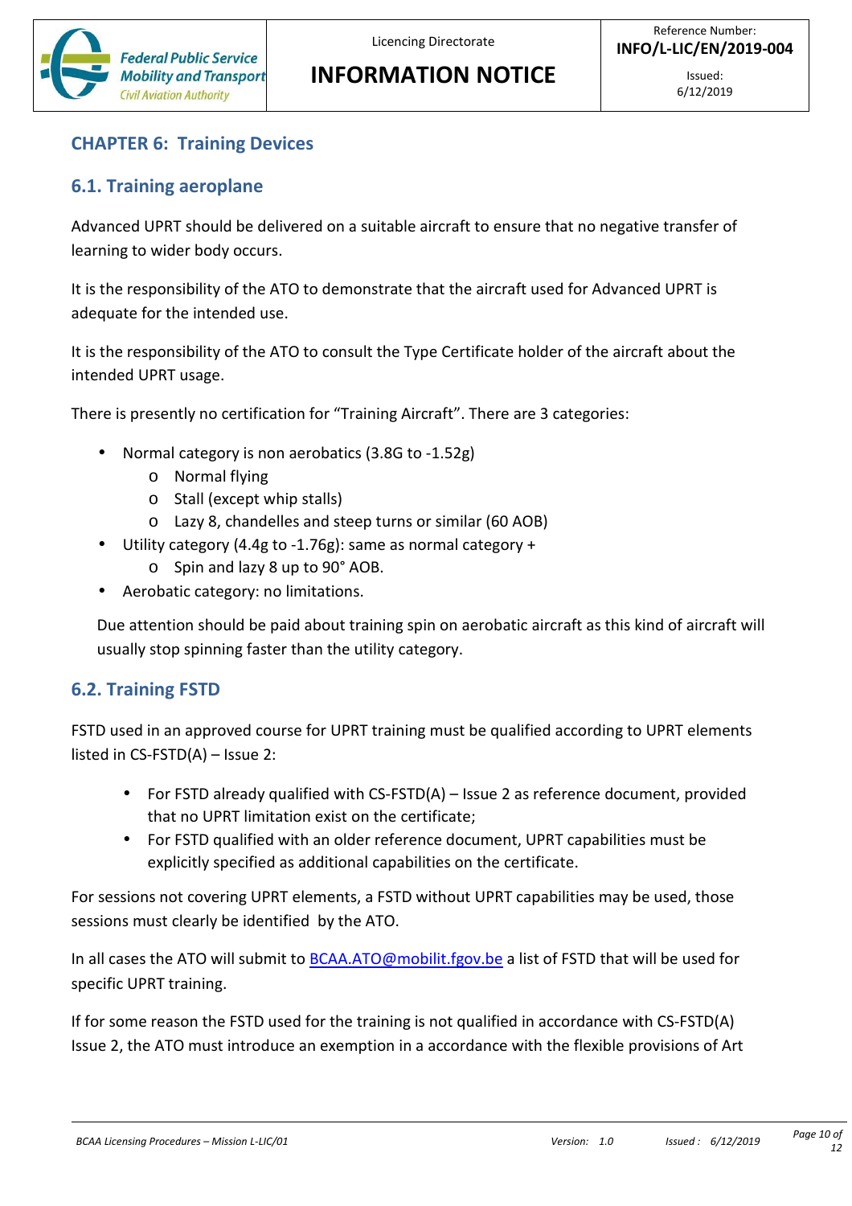## CHAPTER 6: Training Devices

### 6.1. Training aeroplane

Advanced UPRT should be delivered on a suitable aircraft to ensure that no negative transfer of learning to wider body occurs.

It is the responsibility of the ATO to demonstrate that the aircraft used for Advanced UPRT is adequate for the intended use.

It is the responsibility of the ATO to consult the Type Certificate holder of the aircraft about the intended UPRT usage.

There is presently no certification for "Training Aircraft". There are 3 categories:

- Normal category is non aerobatics (3.8G to -1.52g)
  - Normal flying
  - Stall (except whip stalls)
  - Lazy 8, chandelles and steep turns or similar (60 AOB)
- Utility category (4.4g to -1.76g): same as normal category +
  - Spin and lazy 8 up to 90° AOB.
- Aerobatic category: no limitations.

Due attention should be paid about training spin on aerobatic aircraft as this kind of aircraft will usually stop spinning faster than the utility category.

### 6.2. Training FSTD

FSTD used in an approved course for UPRT training must be qualified according to UPRT elements listed in CS-FSTD(A) – Issue 2:

- For FSTD already qualified with CS-FSTD(A) – Issue 2 as reference document, provided that no UPRT limitation exist on the certificate;
- For FSTD qualified with an older reference document, UPRT capabilities must be explicitly specified as additional capabilities on the certificate.

For sessions not covering UPRT elements, a FSTD without UPRT capabilities may be used, those sessions must clearly be identified by the ATO.

In all cases the ATO will submit to BCAA.ATO@mobilit.fgov.be a list of FSTD that will be used for specific UPRT training.

If for some reason the FSTD used for the training is not qualified in accordance with CS-FSTD(A) Issue 2, the ATO must introduce an exemption in a accordance with the flexible provisions of Art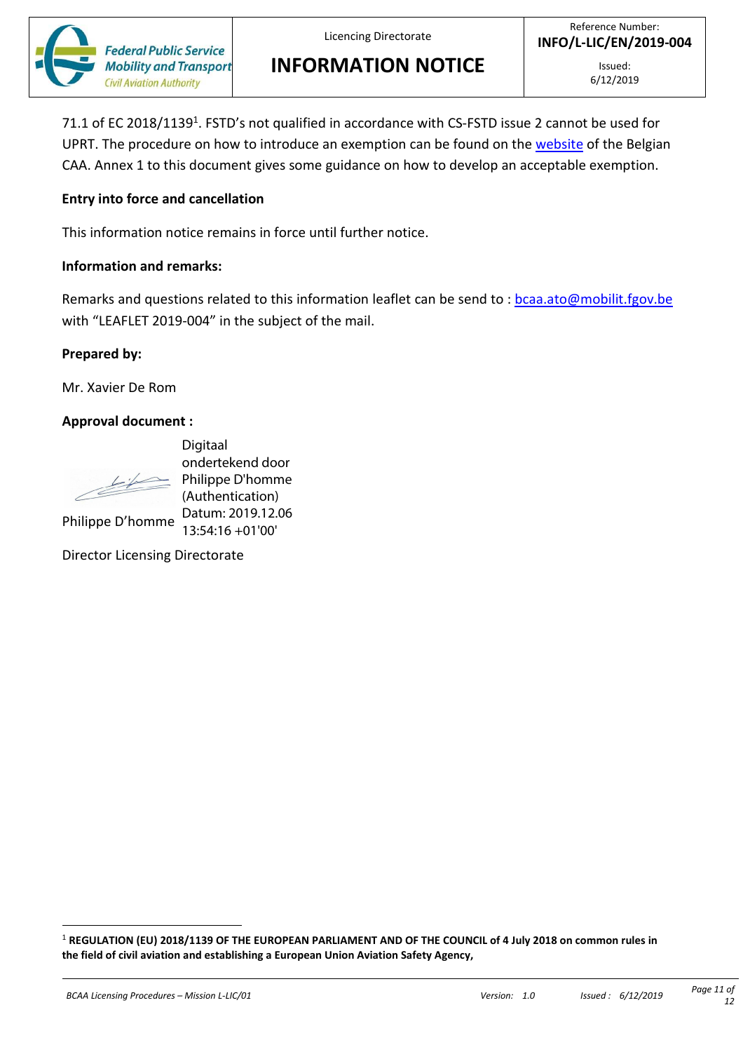71.1 of EC 2018/1139[1]. FSTD's not qualified in accordance with CS-FSTD issue 2 cannot be used for UPRT. The procedure on how to introduce an exemption can be found on the website of the Belgian CAA. Annex 1 to this document gives some guidance on how to develop an acceptable exemption.

**Entry into force and cancellation**

This information notice remains in force until further notice.

**Information and remarks:**

Remarks and questions related to this information leaflet can be send to : bcaa.ato@mobilit.fgov.be with "LEAFLET 2019-004" in the subject of the mail.

**Prepared by:**

Mr. Xavier De Rom

**Approval document :**

Philippe D'homme

Digitaal ondertekend door Philippe D'homme (Authentication)
Datum: 2019.12.06 13:54:16 +01'00'

Director Licensing Directorate

---

[1] **REGULATION (EU) 2018/1139 OF THE EUROPEAN PARLIAMENT AND OF THE COUNCIL of 4 July 2018 on common rules in the field of civil aviation and establishing a European Union Aviation Safety Agency,**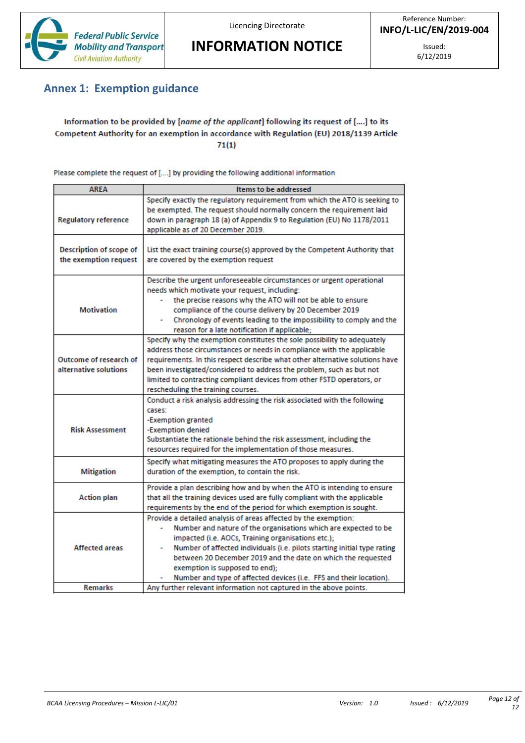## Annex 1: Exemption guidance

**Information to be provided by [*name of the applicant*] following its request of [….] to its Competent Authority for an exemption in accordance with Regulation (EU) 2018/1139 Article 71(1)**

Please complete the request of [….] by providing the following additional information

| AREA | Items to be addressed |
|---|---|
| Regulatory reference | Specify exactly the regulatory requirement from which the ATO is seeking to be exempted. The request should normally concern the requirement laid down in paragraph 18 (a) of Appendix 9 to Regulation (EU) No 1178/2011 applicable as of 20 December 2019. |
| Description of scope of the exemption request | List the exact training course(s) approved by the Competent Authority that are covered by the exemption request |
| Motivation | Describe the urgent unforeseeable circumstances or urgent operational needs which motivate your request, including:<br>- the precise reasons why the ATO will not be able to ensure compliance of the course delivery by 20 December 2019<br>- Chronology of events leading to the impossibility to comply and the reason for a late notification if applicable; |
| Outcome of research of alternative solutions | Specify why the exemption constitutes the sole possibility to adequately address those circumstances or needs in compliance with the applicable requirements. In this respect describe what other alternative solutions have been investigated/considered to address the problem, such as but not limited to contracting compliant devices from other FSTD operators, or rescheduling the training courses. |
| Risk Assessment | Conduct a risk analysis addressing the risk associated with the following cases:<br>-Exemption granted<br>-Exemption denied<br>Substantiate the rationale behind the risk assessment, including the resources required for the implementation of those measures. |
| Mitigation | Specify what mitigating measures the ATO proposes to apply during the duration of the exemption, to contain the risk. |
| Action plan | Provide a plan describing how and by when the ATO is intending to ensure that all the training devices used are fully compliant with the applicable requirements by the end of the period for which exemption is sought. |
| Affected areas | Provide a detailed analysis of areas affected by the exemption:<br>- Number and nature of the organisations which are expected to be impacted (i.e. AOCs, Training organisations etc.);<br>- Number of affected individuals (i.e. pilots starting initial type rating between 20 December 2019 and the date on which the requested exemption is supposed to end);<br>- Number and type of affected devices (i.e. FFS and their location). |
| Remarks | Any further relevant information not captured in the above points. |